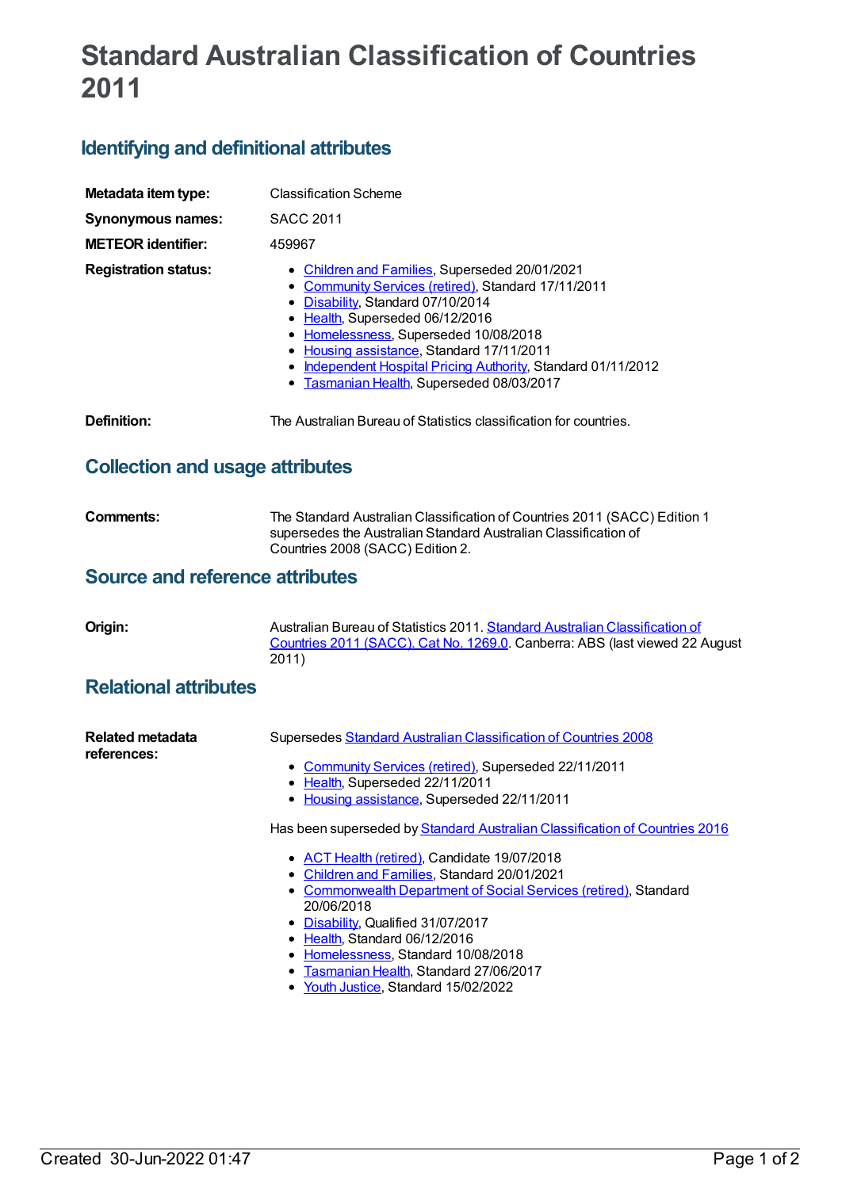# Standard Australian Classification of Countries 2011

## Identifying and definitional attributes

**Metadata item type:** Classification Scheme

**Synonymous names:** SACC 2011

**METEOR identifier:** 459967

**Registration status:**

- Children and Families, Superseded 20/01/2021
- Community Services (retired), Standard 17/11/2011
- Disability, Standard 07/10/2014
- Health, Superseded 06/12/2016
- Homelessness, Superseded 10/08/2018
- Housing assistance, Standard 17/11/2011
- Independent Hospital Pricing Authority, Standard 01/11/2012
- Tasmanian Health, Superseded 08/03/2017

**Definition:** The Australian Bureau of Statistics classification for countries.

## Collection and usage attributes

**Comments:** The Standard Australian Classification of Countries 2011 (SACC) Edition 1 supersedes the Australian Standard Australian Classification of Countries 2008 (SACC) Edition 2.

## Source and reference attributes

**Origin:** Australian Bureau of Statistics 2011. Standard Australian Classification of Countries 2011 (SACC). Cat No. 1269.0. Canberra: ABS (last viewed 22 August 2011)

## Relational attributes

**Related metadata references:**

Supersedes Standard Australian Classification of Countries 2008

- Community Services (retired), Superseded 22/11/2011
- Health, Superseded 22/11/2011
- Housing assistance, Superseded 22/11/2011

Has been superseded by Standard Australian Classification of Countries 2016

- ACT Health (retired), Candidate 19/07/2018
- Children and Families, Standard 20/01/2021
- Commonwealth Department of Social Services (retired), Standard 20/06/2018
- Disability, Qualified 31/07/2017
- Health, Standard 06/12/2016
- Homelessness, Standard 10/08/2018
- Tasmanian Health, Standard 27/06/2017
- Youth Justice, Standard 15/02/2022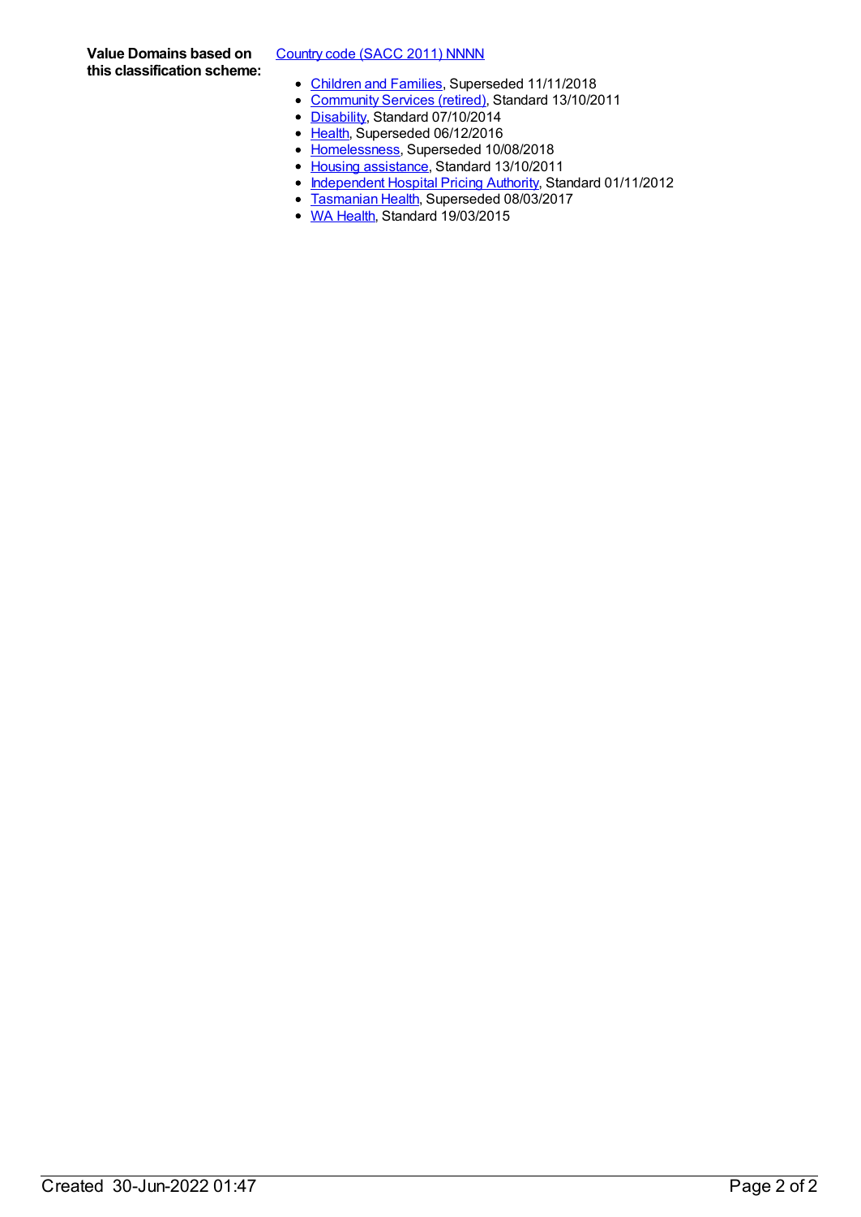**Value Domains based on this classification scheme:**

Country code (SACC 2011) NNNN

- Children and Families, Superseded 11/11/2018
- Community Services (retired), Standard 13/10/2011
- Disability, Standard 07/10/2014
- Health, Superseded 06/12/2016
- Homelessness, Superseded 10/08/2018
- Housing assistance, Standard 13/10/2011
- Independent Hospital Pricing Authority, Standard 01/11/2012
- Tasmanian Health, Superseded 08/03/2017
- WA Health, Standard 19/03/2015